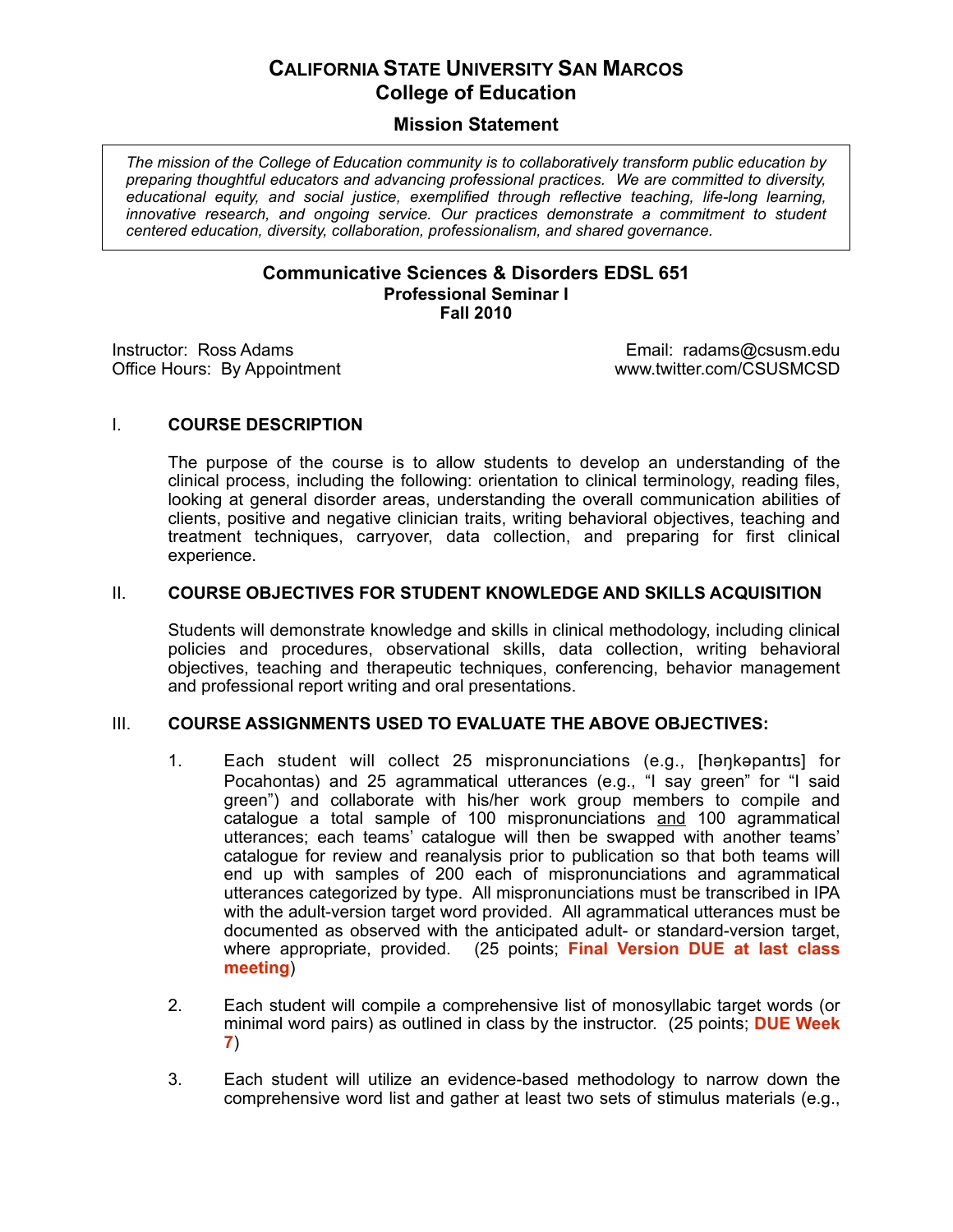# CALIFORNIA STATE UNIVERSITY SAN MARCOS
# College of Education

## Mission Statement

*The mission of the College of Education community is to collaboratively transform public education by preparing thoughtful educators and advancing professional practices. We are committed to diversity, educational equity, and social justice, exemplified through reflective teaching, life-long learning, innovative research, and ongoing service. Our practices demonstrate a commitment to student centered education, diversity, collaboration, professionalism, and shared governance.*

## Communicative Sciences & Disorders EDSL 651
### Professional Seminar I
### Fall 2010

Instructor: Ross Adams
Office Hours: By Appointment

Email: radams@csusm.edu
www.twitter.com/CSUSMCSD

## I. COURSE DESCRIPTION

The purpose of the course is to allow students to develop an understanding of the clinical process, including the following: orientation to clinical terminology, reading files, looking at general disorder areas, understanding the overall communication abilities of clients, positive and negative clinician traits, writing behavioral objectives, teaching and treatment techniques, carryover, data collection, and preparing for first clinical experience.

## II. COURSE OBJECTIVES FOR STUDENT KNOWLEDGE AND SKILLS ACQUISITION

Students will demonstrate knowledge and skills in clinical methodology, including clinical policies and procedures, observational skills, data collection, writing behavioral objectives, teaching and therapeutic techniques, conferencing, behavior management and professional report writing and oral presentations.

## III. COURSE ASSIGNMENTS USED TO EVALUATE THE ABOVE OBJECTIVES:

1. Each student will collect 25 mispronunciations (e.g., [həŋkəpantɪs] for Pocahontas) and 25 agrammatical utterances (e.g., "I say green" for "I said green") and collaborate with his/her work group members to compile and catalogue a total sample of 100 mispronunciations <u>and</u> 100 agrammatical utterances; each teams' catalogue will then be swapped with another teams' catalogue for review and reanalysis prior to publication so that both teams will end up with samples of 200 each of mispronunciations and agrammatical utterances categorized by type. All mispronunciations must be transcribed in IPA with the adult-version target word provided. All agrammatical utterances must be documented as observed with the anticipated adult- or standard-version target, where appropriate, provided. (25 points; **Final Version DUE at last class meeting**)

2. Each student will compile a comprehensive list of monosyllabic target words (or minimal word pairs) as outlined in class by the instructor. (25 points; **DUE Week 7**)

3. Each student will utilize an evidence-based methodology to narrow down the comprehensive word list and gather at least two sets of stimulus materials (e.g.,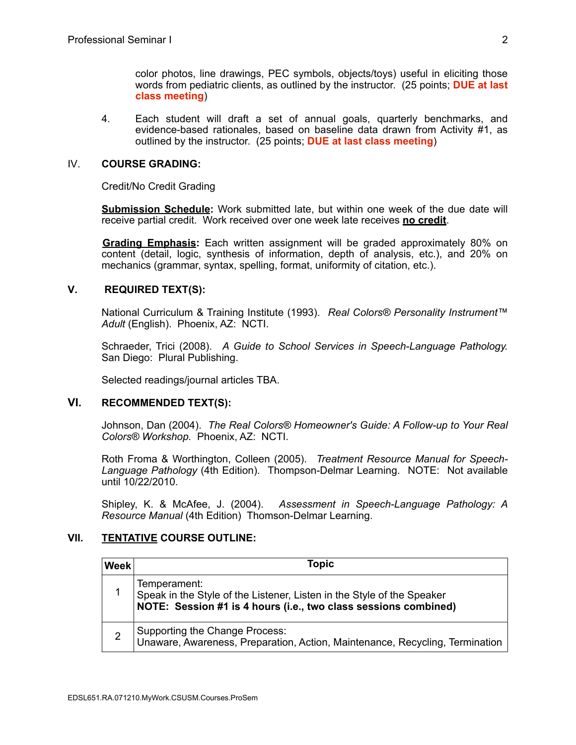color photos, line drawings, PEC symbols, objects/toys) useful in eliciting those words from pediatric clients, as outlined by the instructor. (25 points; **DUE at last class meeting**)

4. Each student will draft a set of annual goals, quarterly benchmarks, and evidence-based rationales, based on baseline data drawn from Activity #1, as outlined by the instructor. (25 points; **DUE at last class meeting**)

## IV. COURSE GRADING:

Credit/No Credit Grading

**Submission Schedule:** Work submitted late, but within one week of the due date will receive partial credit. Work received over one week late receives **no credit**.

**Grading Emphasis:** Each written assignment will be graded approximately 80% on content (detail, logic, synthesis of information, depth of analysis, etc.), and 20% on mechanics (grammar, syntax, spelling, format, uniformity of citation, etc.).

## V. REQUIRED TEXT(S):

National Curriculum & Training Institute (1993). *Real Colors® Personality Instrument™ Adult* (English). Phoenix, AZ: NCTI.

Schraeder, Trici (2008). *A Guide to School Services in Speech-Language Pathology.* San Diego: Plural Publishing.

Selected readings/journal articles TBA.

## VI. RECOMMENDED TEXT(S):

Johnson, Dan (2004). *The Real Colors® Homeowner's Guide: A Follow-up to Your Real Colors® Workshop.* Phoenix, AZ: NCTI.

Roth Froma & Worthington, Colleen (2005). *Treatment Resource Manual for Speech-Language Pathology* (4th Edition). Thompson-Delmar Learning. NOTE: Not available until 10/22/2010.

Shipley, K. & McAfee, J. (2004). *Assessment in Speech-Language Pathology: A Resource Manual* (4th Edition) Thomson-Delmar Learning.

## VII. TENTATIVE COURSE OUTLINE:

| Week | Topic |
|---|---|
| 1 | Temperament:<br>Speak in the Style of the Listener, Listen in the Style of the Speaker<br>**NOTE: Session #1 is 4 hours (i.e., two class sessions combined)** |
| 2 | Supporting the Change Process:<br>Unaware, Awareness, Preparation, Action, Maintenance, Recycling, Termination |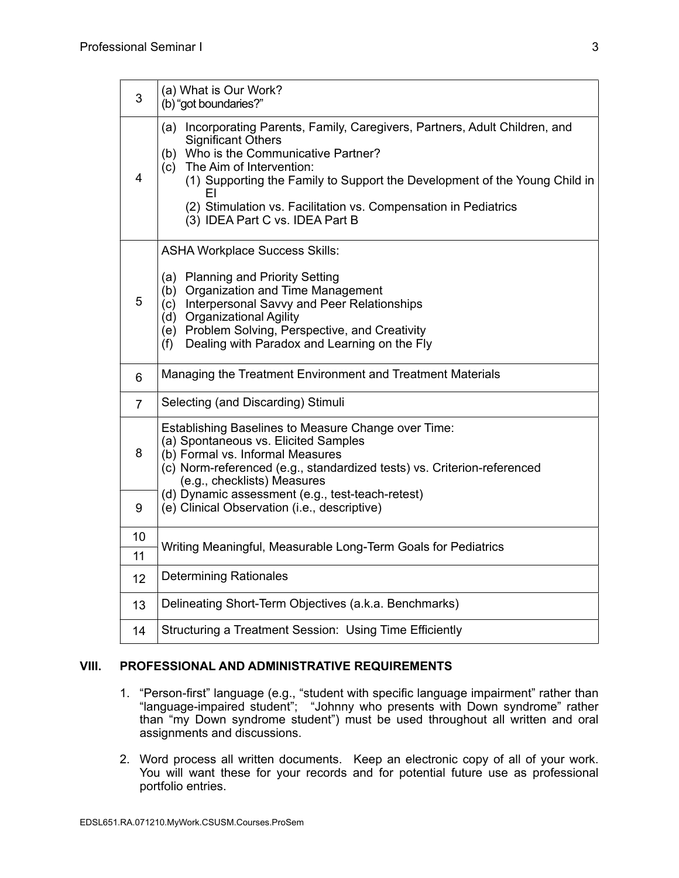| | |
|---|---|
| 3 | (a) What is Our Work?<br>(b) "got boundaries?" |
| 4 | (a) Incorporating Parents, Family, Caregivers, Partners, Adult Children, and Significant Others<br>(b) Who is the Communicative Partner?<br>(c) The Aim of Intervention:<br>(1) Supporting the Family to Support the Development of the Young Child in EI<br>(2) Stimulation vs. Facilitation vs. Compensation in Pediatrics<br>(3) IDEA Part C vs. IDEA Part B |
| 5 | ASHA Workplace Success Skills:<br><br>(a) Planning and Priority Setting<br>(b) Organization and Time Management<br>(c) Interpersonal Savvy and Peer Relationships<br>(d) Organizational Agility<br>(e) Problem Solving, Perspective, and Creativity<br>(f) Dealing with Paradox and Learning on the Fly |
| 6 | Managing the Treatment Environment and Treatment Materials |
| 7 | Selecting (and Discarding) Stimuli |
| 8 | Establishing Baselines to Measure Change over Time:<br>(a) Spontaneous vs. Elicited Samples<br>(b) Formal vs. Informal Measures<br>(c) Norm-referenced (e.g., standardized tests) vs. Criterion-referenced (e.g., checklists) Measures |
| 9 | (d) Dynamic assessment (e.g., test-teach-retest)<br>(e) Clinical Observation (i.e., descriptive) |
| 10 | Writing Meaningful, Measurable Long-Term Goals for Pediatrics |
| 11 | |
| 12 | Determining Rationales |
| 13 | Delineating Short-Term Objectives (a.k.a. Benchmarks) |
| 14 | Structuring a Treatment Session: Using Time Efficiently |

## VIII. PROFESSIONAL AND ADMINISTRATIVE REQUIREMENTS

1. "Person-first" language (e.g., "student with specific language impairment" rather than "language-impaired student"; "Johnny who presents with Down syndrome" rather than "my Down syndrome student") must be used throughout all written and oral assignments and discussions.

2. Word process all written documents. Keep an electronic copy of all of your work. You will want these for your records and for potential future use as professional portfolio entries.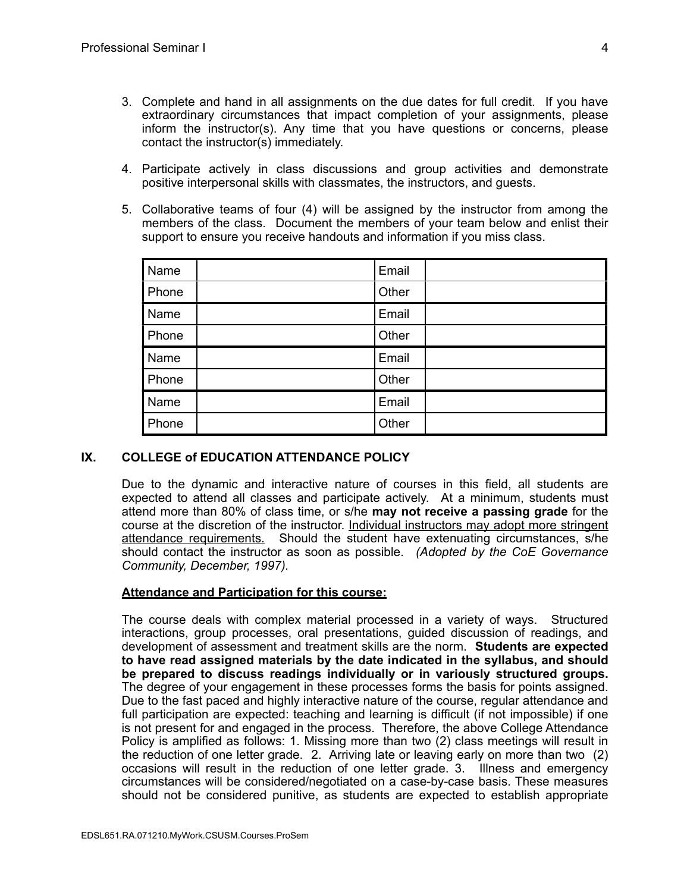3. Complete and hand in all assignments on the due dates for full credit. If you have extraordinary circumstances that impact completion of your assignments, please inform the instructor(s). Any time that you have questions or concerns, please contact the instructor(s) immediately.

4. Participate actively in class discussions and group activities and demonstrate positive interpersonal skills with classmates, the instructors, and guests.

5. Collaborative teams of four (4) will be assigned by the instructor from among the members of the class. Document the members of your team below and enlist their support to ensure you receive handouts and information if you miss class.

| Name | | Email | |
|---|---|---|---|
| Phone | | Other | |
| Name | | Email | |
| Phone | | Other | |
| Name | | Email | |
| Phone | | Other | |
| Name | | Email | |
| Phone | | Other | |

## IX. COLLEGE of EDUCATION ATTENDANCE POLICY

Due to the dynamic and interactive nature of courses in this field, all students are expected to attend all classes and participate actively. At a minimum, students must attend more than 80% of class time, or s/he **may not receive a passing grade** for the course at the discretion of the instructor. Individual instructors may adopt more stringent attendance requirements. Should the student have extenuating circumstances, s/he should contact the instructor as soon as possible. *(Adopted by the CoE Governance Community, December, 1997).*

### Attendance and Participation for this course:

The course deals with complex material processed in a variety of ways. Structured interactions, group processes, oral presentations, guided discussion of readings, and development of assessment and treatment skills are the norm. **Students are expected to have read assigned materials by the date indicated in the syllabus, and should be prepared to discuss readings individually or in variously structured groups.** The degree of your engagement in these processes forms the basis for points assigned. Due to the fast paced and highly interactive nature of the course, regular attendance and full participation are expected: teaching and learning is difficult (if not impossible) if one is not present for and engaged in the process. Therefore, the above College Attendance Policy is amplified as follows: 1. Missing more than two (2) class meetings will result in the reduction of one letter grade. 2. Arriving late or leaving early on more than two (2) occasions will result in the reduction of one letter grade. 3. Illness and emergency circumstances will be considered/negotiated on a case-by-case basis. These measures should not be considered punitive, as students are expected to establish appropriate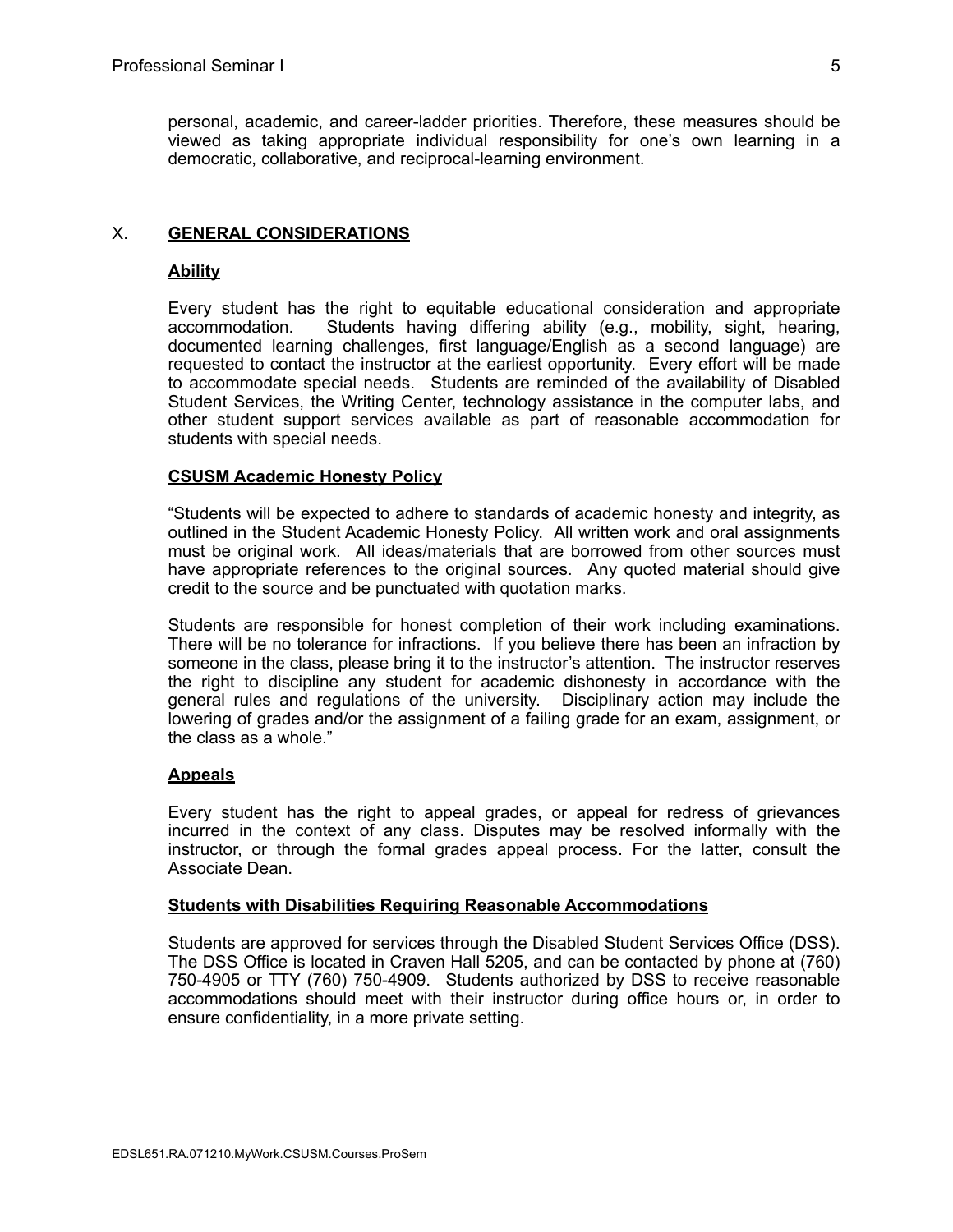personal, academic, and career-ladder priorities. Therefore, these measures should be viewed as taking appropriate individual responsibility for one's own learning in a democratic, collaborative, and reciprocal-learning environment.

## X. GENERAL CONSIDERATIONS

### Ability

Every student has the right to equitable educational consideration and appropriate accommodation. Students having differing ability (e.g., mobility, sight, hearing, documented learning challenges, first language/English as a second language) are requested to contact the instructor at the earliest opportunity. Every effort will be made to accommodate special needs. Students are reminded of the availability of Disabled Student Services, the Writing Center, technology assistance in the computer labs, and other student support services available as part of reasonable accommodation for students with special needs.

### CSUSM Academic Honesty Policy

"Students will be expected to adhere to standards of academic honesty and integrity, as outlined in the Student Academic Honesty Policy. All written work and oral assignments must be original work. All ideas/materials that are borrowed from other sources must have appropriate references to the original sources. Any quoted material should give credit to the source and be punctuated with quotation marks.

Students are responsible for honest completion of their work including examinations. There will be no tolerance for infractions. If you believe there has been an infraction by someone in the class, please bring it to the instructor's attention. The instructor reserves the right to discipline any student for academic dishonesty in accordance with the general rules and regulations of the university. Disciplinary action may include the lowering of grades and/or the assignment of a failing grade for an exam, assignment, or the class as a whole."

### Appeals

Every student has the right to appeal grades, or appeal for redress of grievances incurred in the context of any class. Disputes may be resolved informally with the instructor, or through the formal grades appeal process. For the latter, consult the Associate Dean.

### Students with Disabilities Requiring Reasonable Accommodations

Students are approved for services through the Disabled Student Services Office (DSS). The DSS Office is located in Craven Hall 5205, and can be contacted by phone at (760) 750-4905 or TTY (760) 750-4909. Students authorized by DSS to receive reasonable accommodations should meet with their instructor during office hours or, in order to ensure confidentiality, in a more private setting.